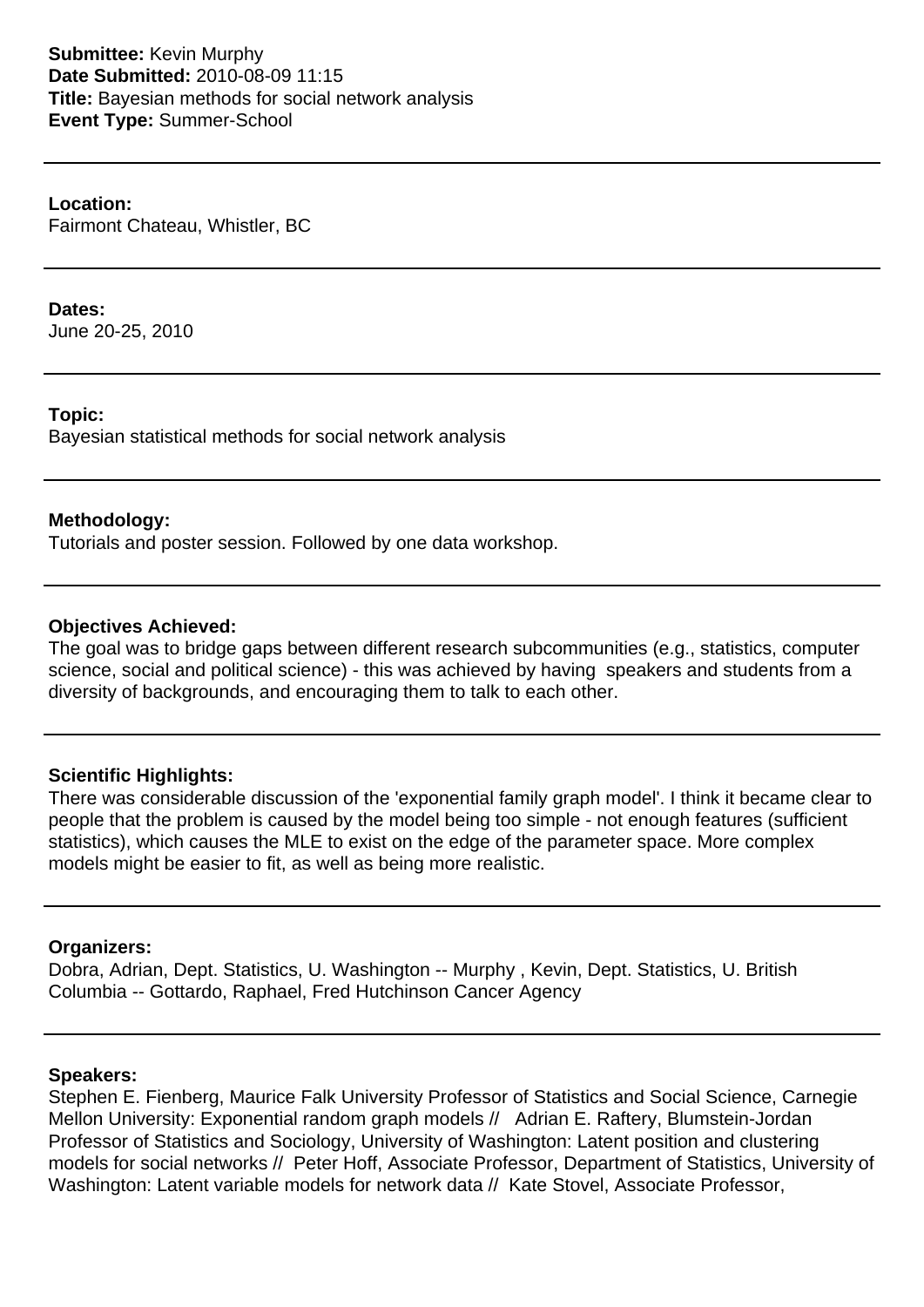**Submittee:** Kevin Murphy
**Date Submitted:** 2010-08-09 11:15
**Title:** Bayesian methods for social network analysis
**Event Type:** Summer-School

---

**Location:**
Fairmont Chateau, Whistler, BC

---

**Dates:**
June 20-25, 2010

---

**Topic:**
Bayesian statistical methods for social network analysis

---

**Methodology:**
Tutorials and poster session. Followed by one data workshop.

---

**Objectives Achieved:**
The goal was to bridge gaps between different research subcommunities (e.g., statistics, computer science, social and political science) - this was achieved by having speakers and students from a diversity of backgrounds, and encouraging them to talk to each other.

---

**Scientific Highlights:**
There was considerable discussion of the 'exponential family graph model'. I think it became clear to people that the problem is caused by the model being too simple - not enough features (sufficient statistics), which causes the MLE to exist on the edge of the parameter space. More complex models might be easier to fit, as well as being more realistic.

---

**Organizers:**
Dobra, Adrian, Dept. Statistics, U. Washington -- Murphy , Kevin, Dept. Statistics, U. British Columbia -- Gottardo, Raphael, Fred Hutchinson Cancer Agency

---

**Speakers:**
Stephen E. Fienberg, Maurice Falk University Professor of Statistics and Social Science, Carnegie Mellon University: Exponential random graph models // Adrian E. Raftery, Blumstein-Jordan Professor of Statistics and Sociology, University of Washington: Latent position and clustering models for social networks // Peter Hoff, Associate Professor, Department of Statistics, University of Washington: Latent variable models for network data // Kate Stovel, Associate Professor,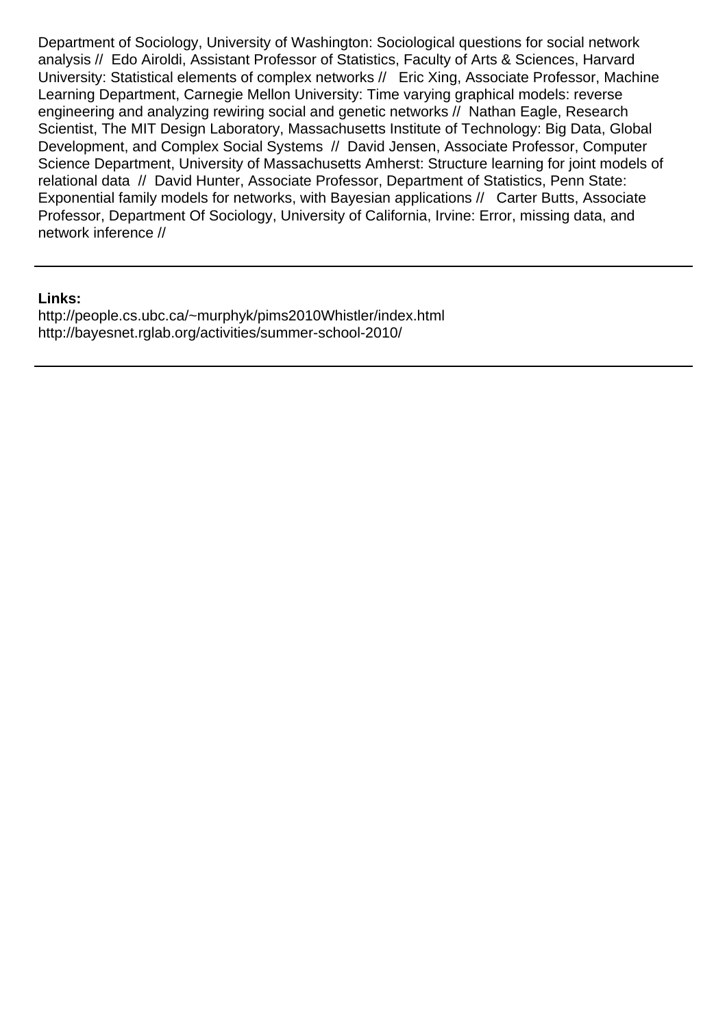Department of Sociology, University of Washington: Sociological questions for social network analysis // Edo Airoldi, Assistant Professor of Statistics, Faculty of Arts & Sciences, Harvard University: Statistical elements of complex networks // Eric Xing, Associate Professor, Machine Learning Department, Carnegie Mellon University: Time varying graphical models: reverse engineering and analyzing rewiring social and genetic networks // Nathan Eagle, Research Scientist, The MIT Design Laboratory, Massachusetts Institute of Technology: Big Data, Global Development, and Complex Social Systems // David Jensen, Associate Professor, Computer Science Department, University of Massachusetts Amherst: Structure learning for joint models of relational data // David Hunter, Associate Professor, Department of Statistics, Penn State: Exponential family models for networks, with Bayesian applications // Carter Butts, Associate Professor, Department Of Sociology, University of California, Irvine: Error, missing data, and network inference //

---

**Links:**

http://people.cs.ubc.ca/~murphyk/pims2010Whistler/index.html
http://bayesnet.rglab.org/activities/summer-school-2010/

---